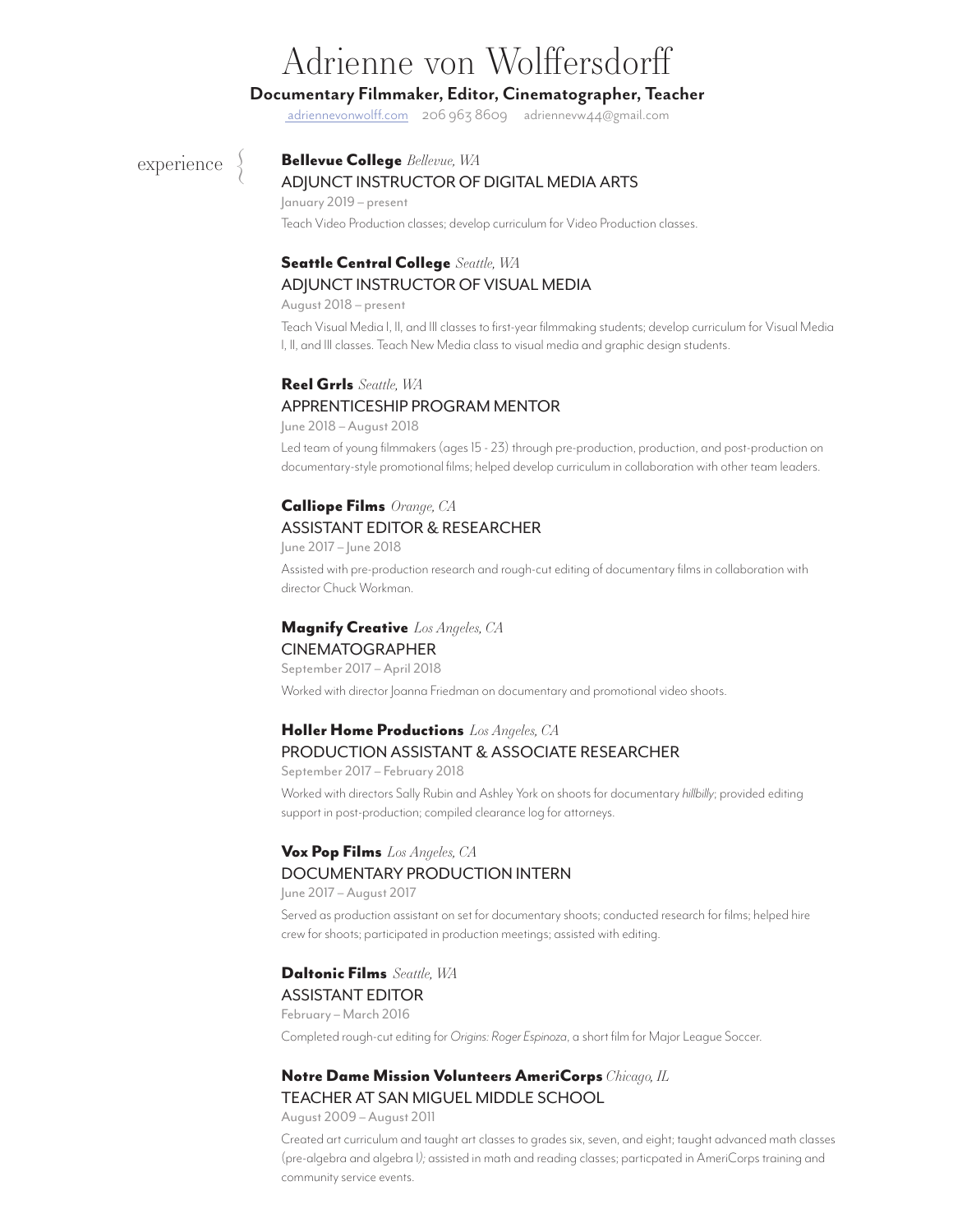# Adrienne von Wolffersdorff

**Documentary Filmmaker, Editor, Cinematographer, Teacher**

adriennevonwolff.com 206 963 8609 adriennevw44@gmail.com

## experience

### **Bellevue College** *Bellevue, WA*
ADJUNCT INSTRUCTOR OF DIGITAL MEDIA ARTS

January 2019 – present

Teach Video Production classes; develop curriculum for Video Production classes.

### **Seattle Central College** *Seattle, WA*
ADJUNCT INSTRUCTOR OF VISUAL MEDIA

August 2018 – present

Teach Visual Media I, II, and III classes to first-year filmmaking students; develop curriculum for Visual Media I, II, and III classes. Teach New Media class to visual media and graphic design students.

### **Reel Grrls** *Seattle, WA*
APPRENTICESHIP PROGRAM MENTOR

June 2018 – August 2018

Led team of young filmmakers (ages 15 - 23) through pre-production, production, and post-production on documentary-style promotional films; helped develop curriculum in collaboration with other team leaders.

### **Calliope Films** *Orange, CA*
ASSISTANT EDITOR & RESEARCHER

June 2017 – June 2018

Assisted with pre-production research and rough-cut editing of documentary films in collaboration with director Chuck Workman.

### **Magnify Creative** *Los Angeles, CA*
CINEMATOGRAPHER

September 2017 – April 2018

Worked with director Joanna Friedman on documentary and promotional video shoots.

### **Holler Home Productions** *Los Angeles, CA*
PRODUCTION ASSISTANT & ASSOCIATE RESEARCHER

September 2017 – February 2018

Worked with directors Sally Rubin and Ashley York on shoots for documentary *hillbilly*; provided editing support in post-production; compiled clearance log for attorneys.

### **Vox Pop Films** *Los Angeles, CA*
DOCUMENTARY PRODUCTION INTERN

June 2017 – August 2017

Served as production assistant on set for documentary shoots; conducted research for films; helped hire crew for shoots; participated in production meetings; assisted with editing.

### **Daltonic Films** *Seattle, WA*
ASSISTANT EDITOR

February – March 2016

Completed rough-cut editing for *Origins: Roger Espinoza*, a short film for Major League Soccer.

### **Notre Dame Mission Volunteers AmeriCorps** *Chicago, IL*
TEACHER AT SAN MIGUEL MIDDLE SCHOOL

August 2009 – August 2011

Created art curriculum and taught art classes to grades six, seven, and eight; taught advanced math classes (pre-algebra and algebra I); assisted in math and reading classes; particpated in AmeriCorps training and community service events.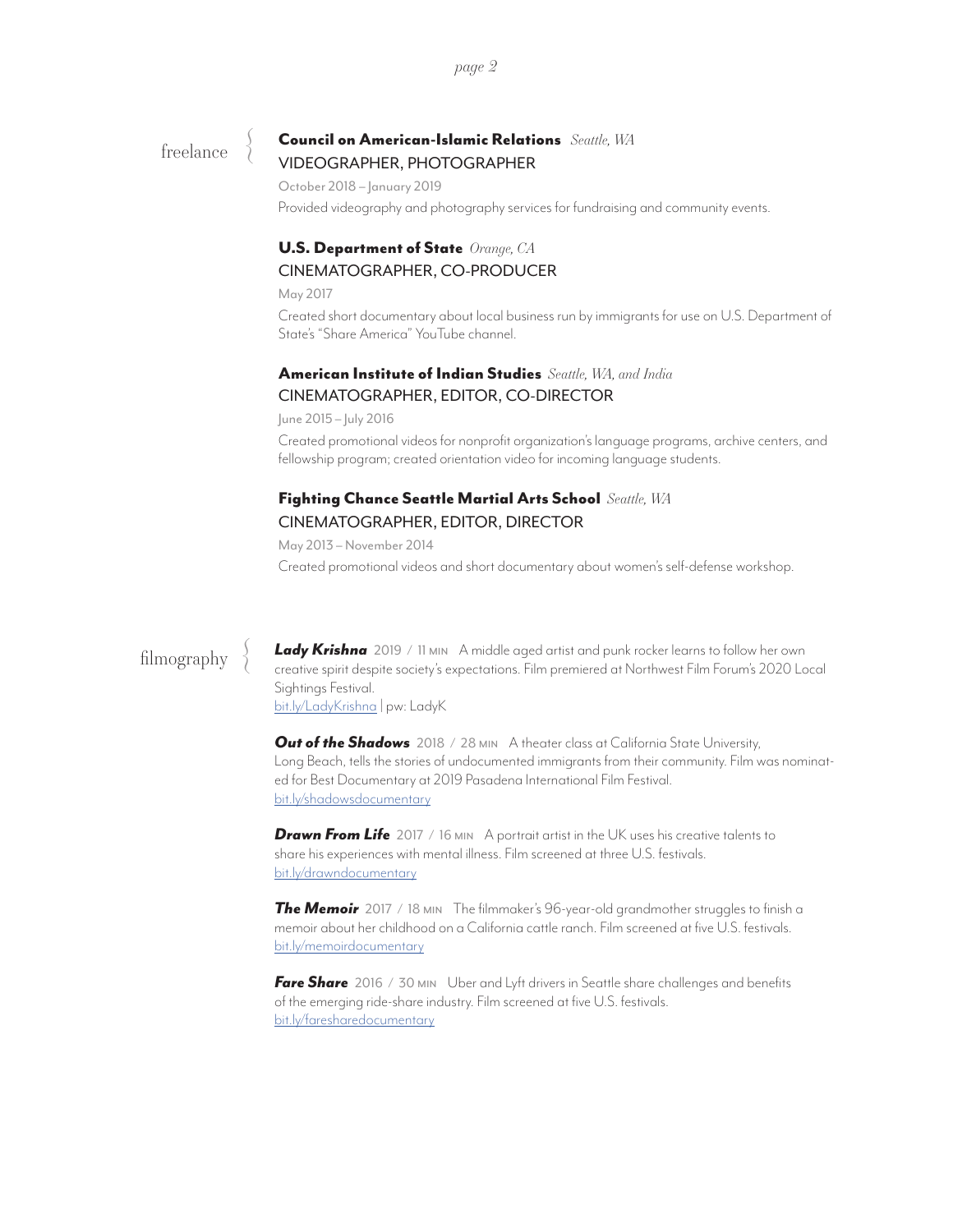## freelance

**Council on American-Islamic Relations** *Seattle, WA*
VIDEOGRAPHER, PHOTOGRAPHER

October 2018 – January 2019

Provided videography and photography services for fundraising and community events.

**U.S. Department of State** *Orange, CA*
CINEMATOGRAPHER, CO-PRODUCER

May 2017

Created short documentary about local business run by immigrants for use on U.S. Department of State's "Share America" YouTube channel.

**American Institute of Indian Studies** *Seattle, WA, and India*
CINEMATOGRAPHER, EDITOR, CO-DIRECTOR

June 2015 – July 2016

Created promotional videos for nonprofit organization's language programs, archive centers, and fellowship program; created orientation video for incoming language students.

**Fighting Chance Seattle Martial Arts School** *Seattle, WA*
CINEMATOGRAPHER, EDITOR, DIRECTOR

May 2013 – November 2014

Created promotional videos and short documentary about women's self-defense workshop.

## filmography

***Lady Krishna*** 2019 / 11 MIN A middle aged artist and punk rocker learns to follow her own creative spirit despite society's expectations. Film premiered at Northwest Film Forum's 2020 Local Sightings Festival.
bit.ly/LadyKrishna | pw: LadyK

***Out of the Shadows*** 2018 / 28 MIN A theater class at California State University, Long Beach, tells the stories of undocumented immigrants from their community. Film was nominated for Best Documentary at 2019 Pasadena International Film Festival.
bit.ly/shadowsdocumentary

***Drawn From Life*** 2017 / 16 MIN A portrait artist in the UK uses his creative talents to share his experiences with mental illness. Film screened at three U.S. festivals.
bit.ly/drawndocumentary

***The Memoir*** 2017 / 18 MIN The filmmaker's 96-year-old grandmother struggles to finish a memoir about her childhood on a California cattle ranch. Film screened at five U.S. festivals.
bit.ly/memoirdocumentary

***Fare Share*** 2016 / 30 MIN Uber and Lyft drivers in Seattle share challenges and benefits of the emerging ride-share industry. Film screened at five U.S. festivals.
bit.ly/faresharedocumentary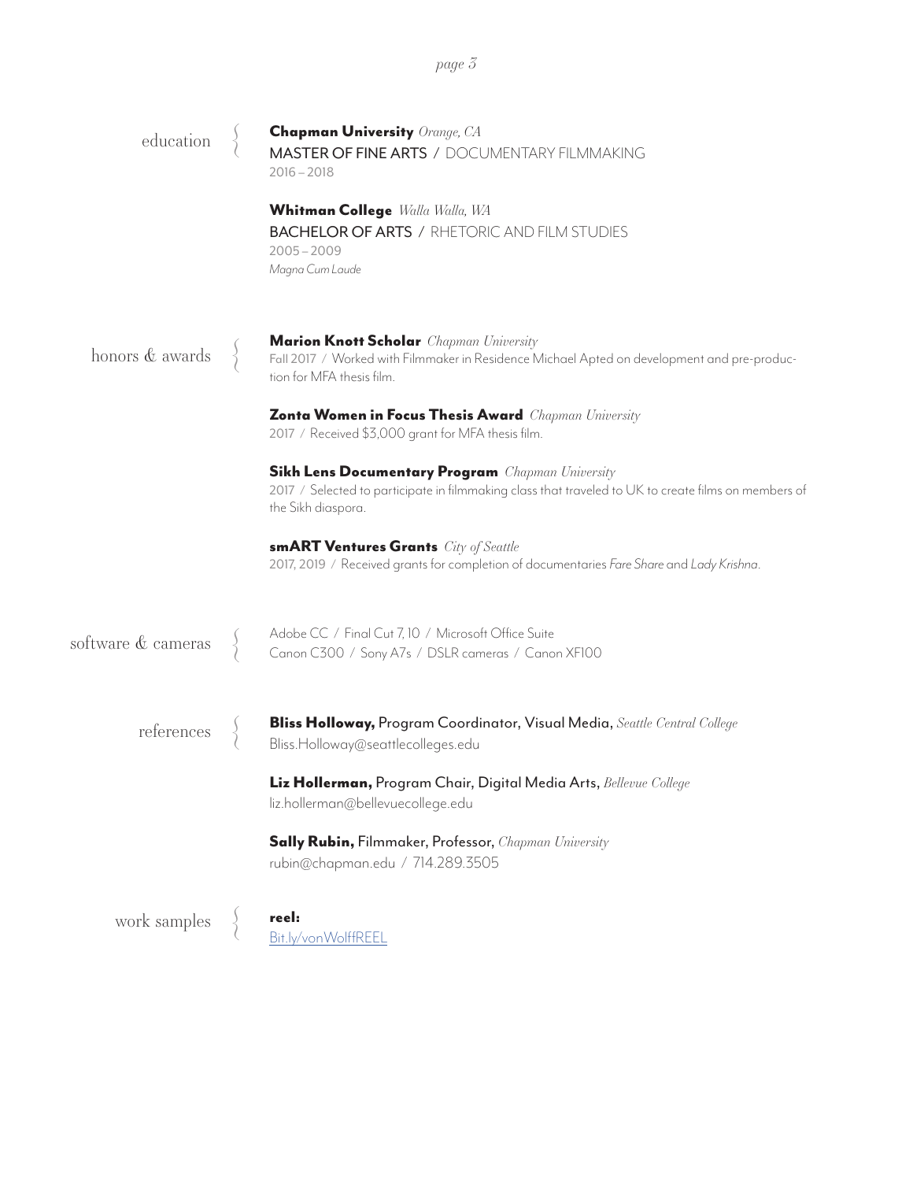## education

**Chapman University** *Orange, CA*
MASTER OF FINE ARTS / DOCUMENTARY FILMMAKING
2016 – 2018

**Whitman College** *Walla Walla, WA*
BACHELOR OF ARTS / RHETORIC AND FILM STUDIES
2005 – 2009
*Magna Cum Laude*

## honors & awards

**Marion Knott Scholar** *Chapman University*
Fall 2017 / Worked with Filmmaker in Residence Michael Apted on development and pre-production for MFA thesis film.

**Zonta Women in Focus Thesis Award** *Chapman University*
2017 / Received $3,000 grant for MFA thesis film.

**Sikh Lens Documentary Program** *Chapman University*
2017 / Selected to participate in filmmaking class that traveled to UK to create films on members of the Sikh diaspora.

**smART Ventures Grants** *City of Seattle*
2017, 2019 / Received grants for completion of documentaries *Fare Share* and *Lady Krishna*.

## software & cameras

Adobe CC / Final Cut 7, 10 / Microsoft Office Suite
Canon C300 / Sony A7s / DSLR cameras / Canon XF100

## references

**Bliss Holloway,** Program Coordinator, Visual Media, *Seattle Central College*
Bliss.Holloway@seattlecolleges.edu

**Liz Hollerman,** Program Chair, Digital Media Arts, *Bellevue College*
liz.hollerman@bellevuecollege.edu

**Sally Rubin,** Filmmaker, Professor, *Chapman University*
rubin@chapman.edu / 714.289.3505

## work samples

**reel:**
Bit.ly/vonWolffREEL